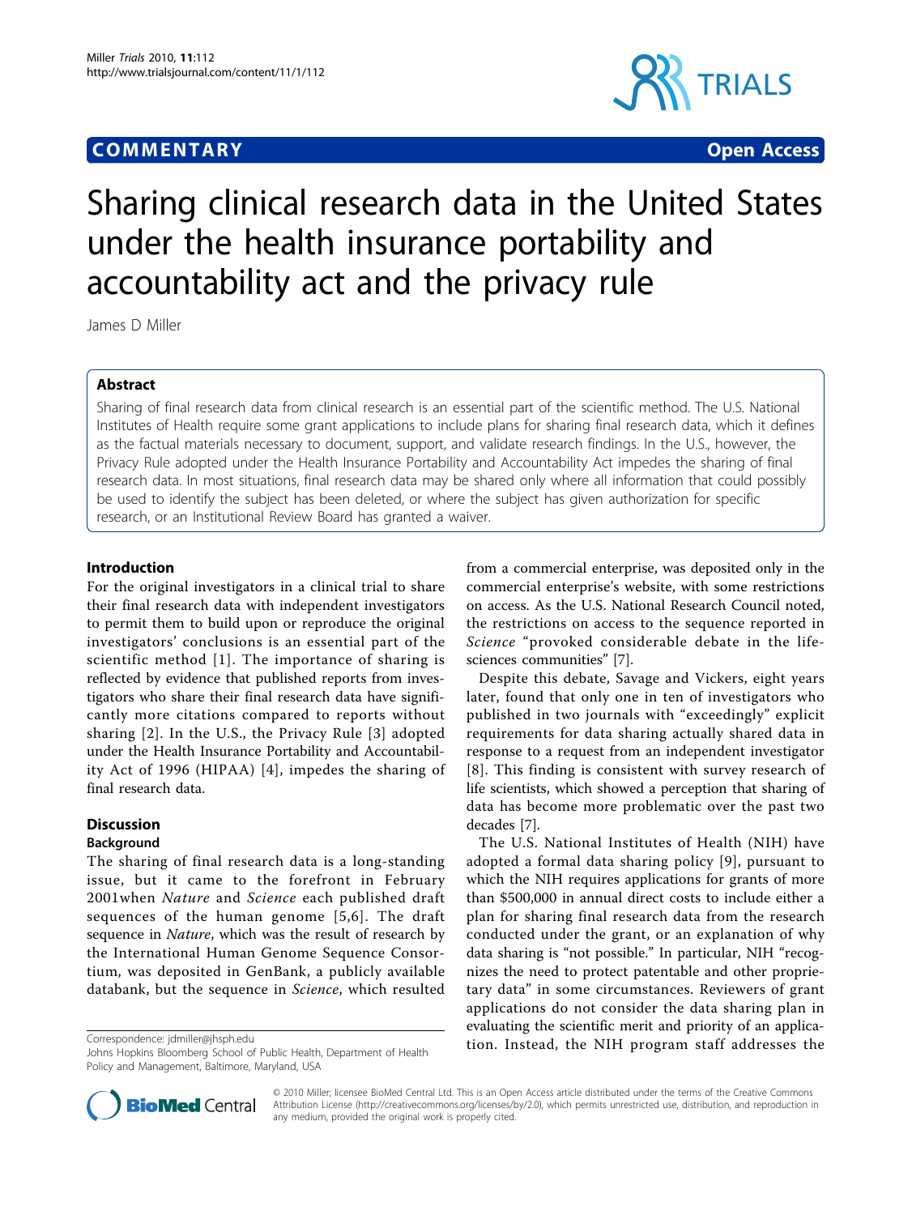COMMENTARY Open Access

# Sharing clinical research data in the United States under the health insurance portability and accountability act and the privacy rule

James D Miller

## Abstract

Sharing of final research data from clinical research is an essential part of the scientific method. The U.S. National Institutes of Health require some grant applications to include plans for sharing final research data, which it defines as the factual materials necessary to document, support, and validate research findings. In the U.S., however, the Privacy Rule adopted under the Health Insurance Portability and Accountability Act impedes the sharing of final research data. In most situations, final research data may be shared only where all information that could possibly be used to identify the subject has been deleted, or where the subject has given authorization for specific research, or an Institutional Review Board has granted a waiver.

## Introduction

For the original investigators in a clinical trial to share their final research data with independent investigators to permit them to build upon or reproduce the original investigators' conclusions is an essential part of the scientific method [1]. The importance of sharing is reflected by evidence that published reports from investigators who share their final research data have significantly more citations compared to reports without sharing [2]. In the U.S., the Privacy Rule [3] adopted under the Health Insurance Portability and Accountability Act of 1996 (HIPAA) [4], impedes the sharing of final research data.

## Discussion

### Background

The sharing of final research data is a long-standing issue, but it came to the forefront in February 2001when *Nature* and *Science* each published draft sequences of the human genome [5,6]. The draft sequence in *Nature*, which was the result of research by the International Human Genome Sequence Consortium, was deposited in GenBank, a publicly available databank, but the sequence in *Science*, which resulted from a commercial enterprise, was deposited only in the commercial enterprise's website, with some restrictions on access. As the U.S. National Research Council noted, the restrictions on access to the sequence reported in *Science* "provoked considerable debate in the life-sciences communities" [7].

Despite this debate, Savage and Vickers, eight years later, found that only one in ten of investigators who published in two journals with "exceedingly" explicit requirements for data sharing actually shared data in response to a request from an independent investigator [8]. This finding is consistent with survey research of life scientists, which showed a perception that sharing of data has become more problematic over the past two decades [7].

The U.S. National Institutes of Health (NIH) have adopted a formal data sharing policy [9], pursuant to which the NIH requires applications for grants of more than $500,000 in annual direct costs to include either a plan for sharing final research data from the research conducted under the grant, or an explanation of why data sharing is "not possible." In particular, NIH "recognizes the need to protect patentable and other proprietary data" in some circumstances. Reviewers of grant applications do not consider the data sharing plan in evaluating the scientific merit and priority of an application. Instead, the NIH program staff addresses the

Correspondence: jdmiller@jhsph.edu
Johns Hopkins Bloomberg School of Public Health, Department of Health Policy and Management, Baltimore, Maryland, USA

© 2010 Miller; licensee BioMed Central Ltd. This is an Open Access article distributed under the terms of the Creative Commons Attribution License (http://creativecommons.org/licenses/by/2.0), which permits unrestricted use, distribution, and reproduction in any medium, provided the original work is properly cited.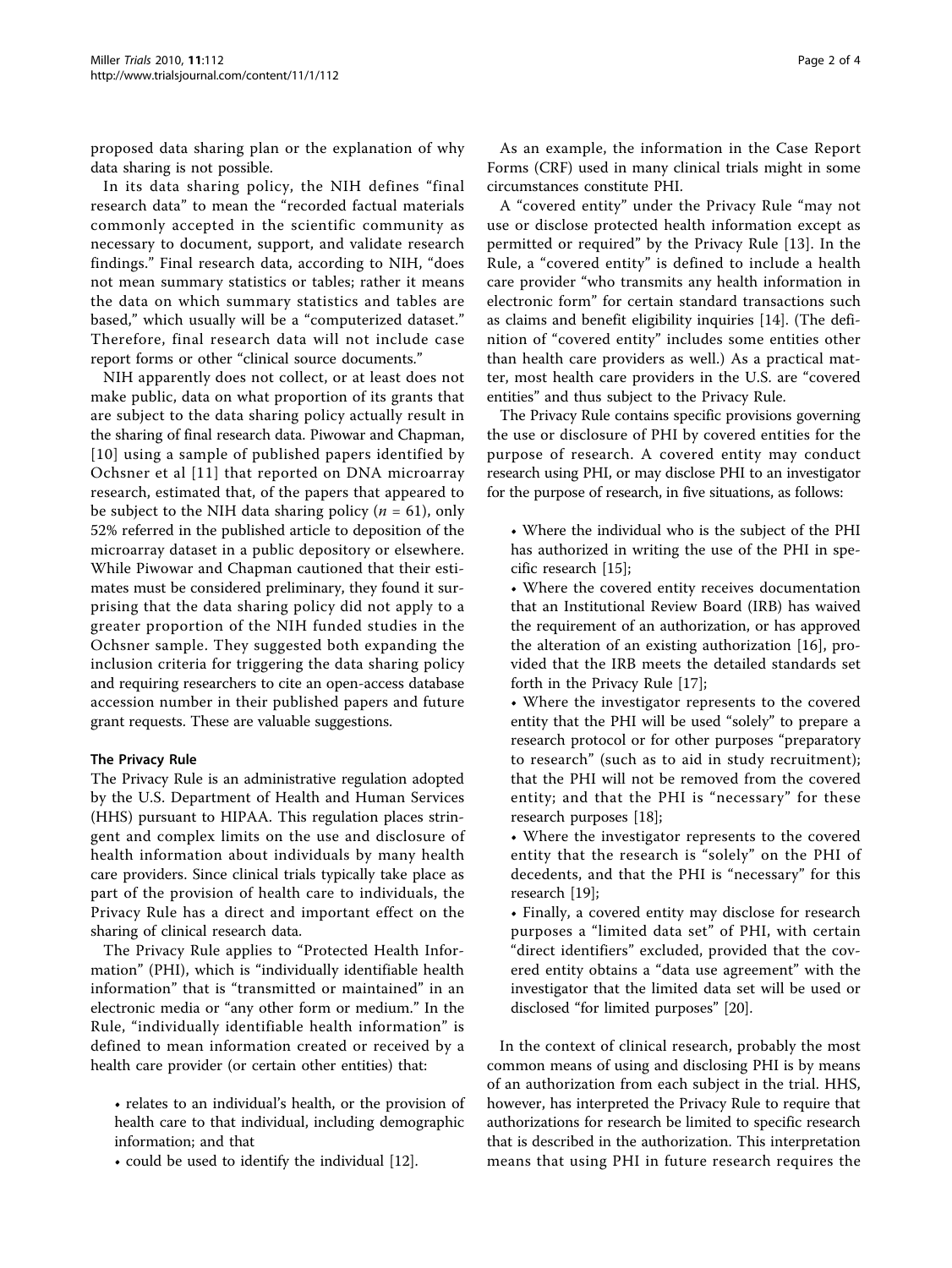proposed data sharing plan or the explanation of why data sharing is not possible.

In its data sharing policy, the NIH defines "final research data" to mean the "recorded factual materials commonly accepted in the scientific community as necessary to document, support, and validate research findings." Final research data, according to NIH, "does not mean summary statistics or tables; rather it means the data on which summary statistics and tables are based," which usually will be a "computerized dataset." Therefore, final research data will not include case report forms or other "clinical source documents."

NIH apparently does not collect, or at least does not make public, data on what proportion of its grants that are subject to the data sharing policy actually result in the sharing of final research data. Piwowar and Chapman, [10] using a sample of published papers identified by Ochsner et al [11] that reported on DNA microarray research, estimated that, of the papers that appeared to be subject to the NIH data sharing policy ($n = 61$), only 52% referred in the published article to deposition of the microarray dataset in a public depository or elsewhere. While Piwowar and Chapman cautioned that their estimates must be considered preliminary, they found it surprising that the data sharing policy did not apply to a greater proportion of the NIH funded studies in the Ochsner sample. They suggested both expanding the inclusion criteria for triggering the data sharing policy and requiring researchers to cite an open-access database accession number in their published papers and future grant requests. These are valuable suggestions.

### The Privacy Rule

The Privacy Rule is an administrative regulation adopted by the U.S. Department of Health and Human Services (HHS) pursuant to HIPAA. This regulation places stringent and complex limits on the use and disclosure of health information about individuals by many health care providers. Since clinical trials typically take place as part of the provision of health care to individuals, the Privacy Rule has a direct and important effect on the sharing of clinical research data.

The Privacy Rule applies to "Protected Health Information" (PHI), which is "individually identifiable health information" that is "transmitted or maintained" in an electronic media or "any other form or medium." In the Rule, "individually identifiable health information" is defined to mean information created or received by a health care provider (or certain other entities) that:

- relates to an individual's health, or the provision of health care to that individual, including demographic information; and that
- could be used to identify the individual [12].

As an example, the information in the Case Report Forms (CRF) used in many clinical trials might in some circumstances constitute PHI.

A "covered entity" under the Privacy Rule "may not use or disclose protected health information except as permitted or required" by the Privacy Rule [13]. In the Rule, a "covered entity" is defined to include a health care provider "who transmits any health information in electronic form" for certain standard transactions such as claims and benefit eligibility inquiries [14]. (The definition of "covered entity" includes some entities other than health care providers as well.) As a practical matter, most health care providers in the U.S. are "covered entities" and thus subject to the Privacy Rule.

The Privacy Rule contains specific provisions governing the use or disclosure of PHI by covered entities for the purpose of research. A covered entity may conduct research using PHI, or may disclose PHI to an investigator for the purpose of research, in five situations, as follows:

- Where the individual who is the subject of the PHI has authorized in writing the use of the PHI in specific research [15];
- Where the covered entity receives documentation that an Institutional Review Board (IRB) has waived the requirement of an authorization, or has approved the alteration of an existing authorization [16], provided that the IRB meets the detailed standards set forth in the Privacy Rule [17];
- Where the investigator represents to the covered entity that the PHI will be used "solely" to prepare a research protocol or for other purposes "preparatory to research" (such as to aid in study recruitment); that the PHI will not be removed from the covered entity; and that the PHI is "necessary" for these research purposes [18];
- Where the investigator represents to the covered entity that the research is "solely" on the PHI of decedents, and that the PHI is "necessary" for this research [19];
- Finally, a covered entity may disclose for research purposes a "limited data set" of PHI, with certain "direct identifiers" excluded, provided that the covered entity obtains a "data use agreement" with the investigator that the limited data set will be used or disclosed "for limited purposes" [20].

In the context of clinical research, probably the most common means of using and disclosing PHI is by means of an authorization from each subject in the trial. HHS, however, has interpreted the Privacy Rule to require that authorizations for research be limited to specific research that is described in the authorization. This interpretation means that using PHI in future research requires the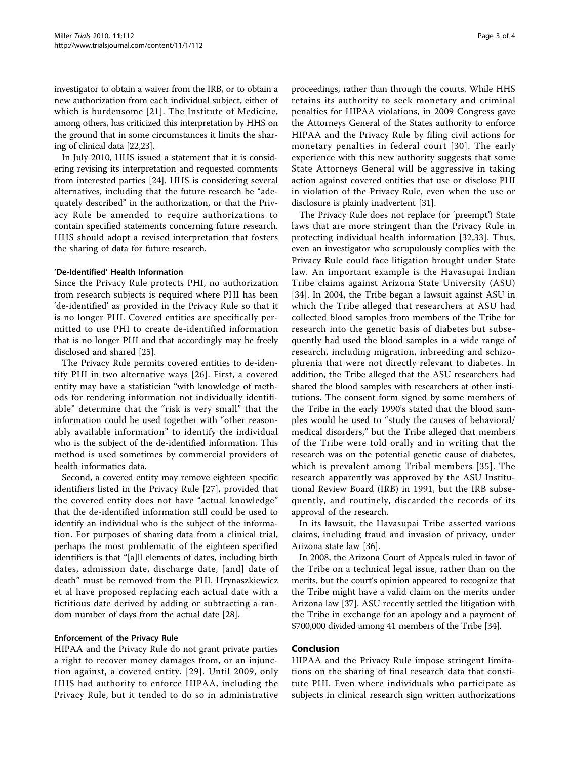investigator to obtain a waiver from the IRB, or to obtain a new authorization from each individual subject, either of which is burdensome [21]. The Institute of Medicine, among others, has criticized this interpretation by HHS on the ground that in some circumstances it limits the sharing of clinical data [22,23].

In July 2010, HHS issued a statement that it is considering revising its interpretation and requested comments from interested parties [24]. HHS is considering several alternatives, including that the future research be "adequately described" in the authorization, or that the Privacy Rule be amended to require authorizations to contain specified statements concerning future research. HHS should adopt a revised interpretation that fosters the sharing of data for future research.

### 'De-Identified' Health Information

Since the Privacy Rule protects PHI, no authorization from research subjects is required where PHI has been 'de-identified' as provided in the Privacy Rule so that it is no longer PHI. Covered entities are specifically permitted to use PHI to create de-identified information that is no longer PHI and that accordingly may be freely disclosed and shared [25].

The Privacy Rule permits covered entities to de-identify PHI in two alternative ways [26]. First, a covered entity may have a statistician "with knowledge of methods for rendering information not individually identifiable" determine that the "risk is very small" that the information could be used together with "other reasonably available information" to identify the individual who is the subject of the de-identified information. This method is used sometimes by commercial providers of health informatics data.

Second, a covered entity may remove eighteen specific identifiers listed in the Privacy Rule [27], provided that the covered entity does not have "actual knowledge" that the de-identified information still could be used to identify an individual who is the subject of the information. For purposes of sharing data from a clinical trial, perhaps the most problematic of the eighteen specified identifiers is that "[a]ll elements of dates, including birth dates, admission date, discharge date, [and] date of death" must be removed from the PHI. Hrynaszkiewicz et al have proposed replacing each actual date with a fictitious date derived by adding or subtracting a random number of days from the actual date [28].

### Enforcement of the Privacy Rule

HIPAA and the Privacy Rule do not grant private parties a right to recover money damages from, or an injunction against, a covered entity. [29]. Until 2009, only HHS had authority to enforce HIPAA, including the Privacy Rule, but it tended to do so in administrative proceedings, rather than through the courts. While HHS retains its authority to seek monetary and criminal penalties for HIPAA violations, in 2009 Congress gave the Attorneys General of the States authority to enforce HIPAA and the Privacy Rule by filing civil actions for monetary penalties in federal court [30]. The early experience with this new authority suggests that some State Attorneys General will be aggressive in taking action against covered entities that use or disclose PHI in violation of the Privacy Rule, even when the use or disclosure is plainly inadvertent [31].

The Privacy Rule does not replace (or 'preempt') State laws that are more stringent than the Privacy Rule in protecting individual health information [32,33]. Thus, even an investigator who scrupulously complies with the Privacy Rule could face litigation brought under State law. An important example is the Havasupai Indian Tribe claims against Arizona State University (ASU) [34]. In 2004, the Tribe began a lawsuit against ASU in which the Tribe alleged that researchers at ASU had collected blood samples from members of the Tribe for research into the genetic basis of diabetes but subsequently had used the blood samples in a wide range of research, including migration, inbreeding and schizophrenia that were not directly relevant to diabetes. In addition, the Tribe alleged that the ASU researchers had shared the blood samples with researchers at other institutions. The consent form signed by some members of the Tribe in the early 1990's stated that the blood samples would be used to "study the causes of behavioral/medical disorders," but the Tribe alleged that members of the Tribe were told orally and in writing that the research was on the potential genetic cause of diabetes, which is prevalent among Tribal members [35]. The research apparently was approved by the ASU Institutional Review Board (IRB) in 1991, but the IRB subsequently, and routinely, discarded the records of its approval of the research.

In its lawsuit, the Havasupai Tribe asserted various claims, including fraud and invasion of privacy, under Arizona state law [36].

In 2008, the Arizona Court of Appeals ruled in favor of the Tribe on a technical legal issue, rather than on the merits, but the court's opinion appeared to recognize that the Tribe might have a valid claim on the merits under Arizona law [37]. ASU recently settled the litigation with the Tribe in exchange for an apology and a payment of $700,000 divided among 41 members of the Tribe [34].

## Conclusion

HIPAA and the Privacy Rule impose stringent limitations on the sharing of final research data that constitute PHI. Even where individuals who participate as subjects in clinical research sign written authorizations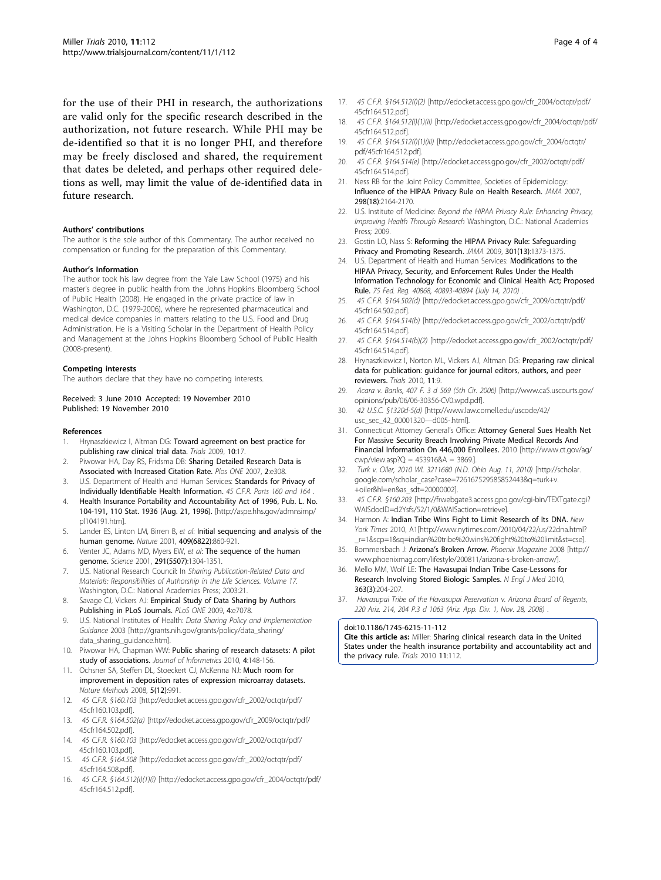for the use of their PHI in research, the authorizations are valid only for the specific research described in the authorization, not future research. While PHI may be de-identified so that it is no longer PHI, and therefore may be freely disclosed and shared, the requirement that dates be deleted, and perhaps other required deletions as well, may limit the value of de-identified data in future research.

#### Authors' contributions

The author is the sole author of this Commentary. The author received no compensation or funding for the preparation of this Commentary.

#### Author's Information

The author took his law degree from the Yale Law School (1975) and his master's degree in public health from the Johns Hopkins Bloomberg School of Public Health (2008). He engaged in the private practice of law in Washington, D.C. (1979-2006), where he represented pharmaceutical and medical device companies in matters relating to the U.S. Food and Drug Administration. He is a Visiting Scholar in the Department of Health Policy and Management at the Johns Hopkins Bloomberg School of Public Health (2008-present).

#### Competing interests

The authors declare that they have no competing interests.

Received: 3 June 2010 Accepted: 19 November 2010
Published: 19 November 2010

#### References

1. Hrynaszkiewicz I, Altman DG: **Toward agreement on best practice for publishing raw clinical trial data.** *Trials* 2009, **10**:17.
2. Piwowar HA, Day RS, Fridsma DB: **Sharing Detailed Research Data is Associated with Increased Citation Rate.** *Plos ONE* 2007, **2**:e308.
3. U.S. Department of Health and Human Services: **Standards for Privacy of Individually Identifiable Health Information.** *45 C.F.R. Parts 160 and 164* .
4. **Health Insurance Portability and Accountability Act of 1996, Pub. L. No. 104-191, 110 Stat. 1936 (Aug. 21, 1996).** [http://aspe.hhs.gov/admnsimp/pl104191.htm].
5. Lander ES, Linton LM, Birren B, *et al*: **Initial sequencing and analysis of the human genome.** *Nature* 2001, **409(6822)**:860-921.
6. Venter JC, Adams MD, Myers EW, *et al*: **The sequence of the human genome.** *Science* 2001, **291(5507)**:1304-1351.
7. U.S. National Research Council: In *Sharing Publication-Related Data and Materials: Responsibilities of Authorship in the Life Sciences. Volume 17.* Washington, D.C.: National Academies Press; 2003:21.
8. Savage CJ, Vickers AJ: **Empirical Study of Data Sharing by Authors Publishing in PLoS Journals.** *PLoS ONE* 2009, **4**:e7078.
9. U.S. National Institutes of Health: *Data Sharing Policy and Implementation Guidance* 2003 [http://grants.nih.gov/grants/policy/data_sharing/data_sharing_guidance.htm].
10. Piwowar HA, Chapman WW: **Public sharing of research datasets: A pilot study of associations.** *Journal of Informetrics* 2010, **4**:148-156.
11. Ochsner SA, Steffen DL, Stoeckert CJ, McKenna NJ: **Much room for improvement in deposition rates of expression microarray datasets.** *Nature Methods* 2008, **5(12)**:991.
12. *45 C.F.R. §160.103* [http://edocket.access.gpo.gov/cfr_2002/octqtr/pdf/45cfr160.103.pdf].
13. *45 C.F.R. §164.502(a)* [http://edocket.access.gpo.gov/cfr_2009/octqtr/pdf/45cfr164.502.pdf].
14. *45 C.F.R. §160.103* [http://edocket.access.gpo.gov/cfr_2002/octqtr/pdf/45cfr160.103.pdf].
15. *45 C.F.R. §164.508* [http://edocket.access.gpo.gov/cfr_2002/octqtr/pdf/45cfr164.508.pdf].
16. *45 C.F.R. §164.512(i)(1)(i)* [http://edocket.access.gpo.gov/cfr_2004/octqtr/pdf/45cfr164.512.pdf].
17. *45 C.F.R. §164.512(i)(2)* [http://edocket.access.gpo.gov/cfr_2004/octqtr/pdf/45cfr164.512.pdf].
18. *45 C.F.R. §164.512(i)(1)(ii)* [http://edocket.access.gpo.gov/cfr_2004/octqtr/pdf/45cfr164.512.pdf].
19. *45 C.F.R. §164.512(i)(1)(iii)* [http://edocket.access.gpo.gov/cfr_2004/octqtr/pdf/45cfr164.512.pdf].
20. *45 C.F.R. §164.514(e)* [http://edocket.access.gpo.gov/cfr_2002/octqtr/pdf/45cfr164.514.pdf].
21. Ness RB for the Joint Policy Committee, Societies of Epidemiology: **Influence of the HIPAA Privacy Rule on Health Research.** *JAMA* 2007, **298(18)**:2164-2170.
22. U.S. Institute of Medicine: *Beyond the HIPAA Privacy Rule: Enhancing Privacy, Improving Health Through Research* Washington, D.C.: National Academies Press; 2009.
23. Gostin LO, Nass S: **Reforming the HIPAA Privacy Rule: Safeguarding Privacy and Promoting Research.** *JAMA* 2009, **301(13)**:1373-1375.
24. U.S. Department of Health and Human Services: **Modifications to the HIPAA Privacy, Security, and Enforcement Rules Under the Health Information Technology for Economic and Clinical Health Act; Proposed Rule.** *75 Fed. Reg. 40868, 40893-40894 (July 14, 2010)* .
25. *45 C.F.R. §164.502(d)* [http://edocket.access.gpo.gov/cfr_2009/octqtr/pdf/45cfr164.502.pdf].
26. *45 C.F.R. §164.514(b)* [http://edocket.access.gpo.gov/cfr_2002/octqtr/pdf/45cfr164.514.pdf].
27. *45 C.F.R. §164.514(b)(2)* [http://edocket.access.gpo.gov/cfr_2002/octqtr/pdf/45cfr164.514.pdf].
28. Hrynaszkiewicz I, Norton ML, Vickers AJ, Altman DG: **Preparing raw clinical data for publication: guidance for journal editors, authors, and peer reviewers.** *Trials* 2010, **11**:9.
29. *Acara v. Banks, 407 F. 3 d 569 (5th Cir. 2006)* [http://www.ca5.uscourts.gov/opinions/pub/06/06-30356-CV0.wpd.pdf].
30. *42 U.S.C. §1320d-5(d)* [http://www.law.cornell.edu/uscode/42/usc_sec_42_00001320—d005-.html].
31. Connecticut Attorney General's Office: **Attorney General Sues Health Net For Massive Security Breach Involving Private Medical Records And Financial Information On 446,000 Enrollees.** 2010 [http://www.ct.gov/ag/cwp/view.asp?Q = 453916&A = 3869].
32. *Turk v. Oiler, 2010 WL 3211680 (N.D. Ohio Aug. 11, 2010)* [http://scholar.google.com/scholar_case?case=7261675295858524438&q=turk+v.+oiler&hl=en&as_sdt=20000002].
33. *45 C.F.R. §160.203* [http://frwebgate3.access.gpo.gov/cgi-bin/TEXTgate.cgi?WAISdocID=d2Ysfs/52/1/0&WAISaction=retrieve].
34. Harmon A: **Indian Tribe Wins Fight to Limit Research of Its DNA.** *New York Times* 2010, A1[http://www.nytimes.com/2010/04/22/us/22dna.html?_r=1&scp=1&sq=indian%20tribe%20wins%20fight%20to%20limit&st=cse].
35. Bommersbach J: **Arizona's Broken Arrow.** *Phoenix Magazine* 2008 [http://www.phoenixmag.com/lifestyle/200811/arizona-s-broken-arrow/].
36. Mello MM, Wolf LE: **The Havasupai Indian Tribe Case-Lessons for Research Involving Stored Biologic Samples.** *N Engl J Med* 2010, **363(3)**:204-207.
37. *Havasupai Tribe of the Havasupai Reservation v. Arizona Board of Regents, 220 Ariz. 214, 204 P.3 d 1063 (Ariz. App. Div. 1, Nov. 28, 2008)* .

doi:10.1186/1745-6215-11-112

**Cite this article as:** Miller: Sharing clinical research data in the United States under the health insurance portability and accountability act and the privacy rule. *Trials* 2010 **11**:112.